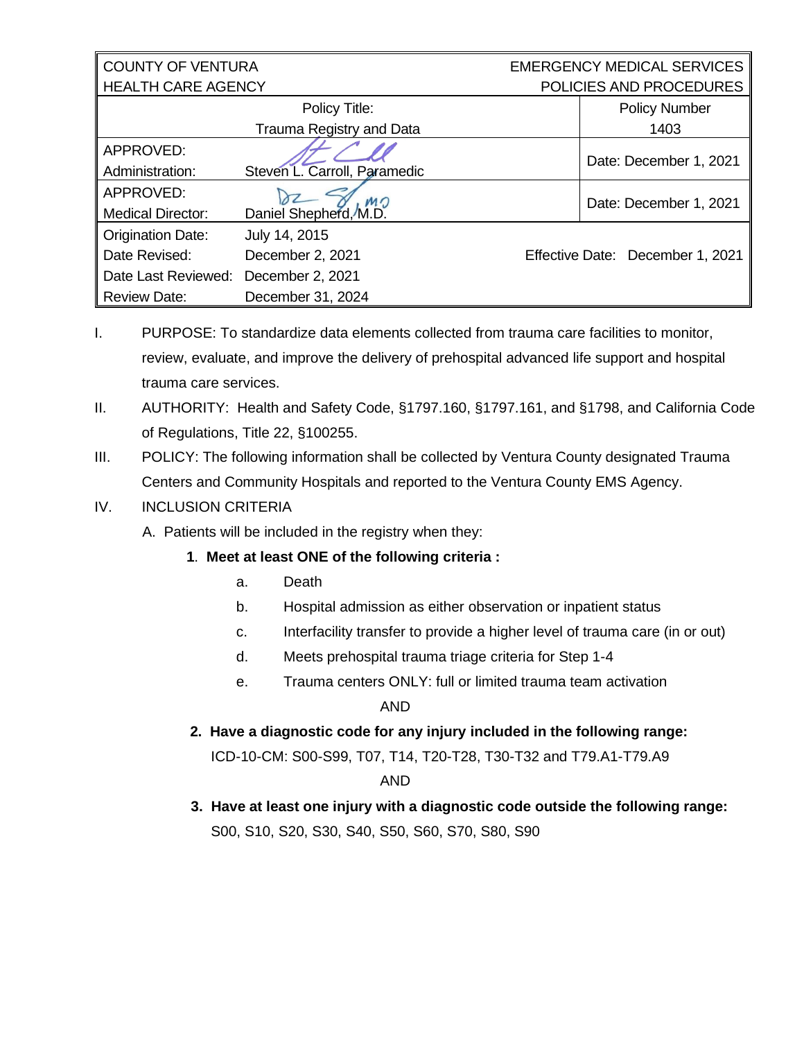| COUNTY OF VENTURA<br>HEALTH CARE AGENCY | | EMERGENCY MEDICAL SERVICES<br>POLICIES AND PROCEDURES |
|---|---|---|
| Policy Title:<br>Trauma Registry and Data | | Policy Number<br>1403 |
| APPROVED:<br>Administration: | Steven L. Carroll, Paramedic | Date: December 1, 2021 |
| APPROVED:<br>Medical Director: | Daniel Shepherd, M.D. | Date: December 1, 2021 |
| Origination Date:<br>Date Revised:<br>Date Last Reviewed:<br>Review Date: | July 14, 2015<br>December 2, 2021<br>December 2, 2021<br>December 31, 2024 | Effective Date: December 1, 2021 |

I. PURPOSE: To standardize data elements collected from trauma care facilities to monitor, review, evaluate, and improve the delivery of prehospital advanced life support and hospital trauma care services.

II. AUTHORITY: Health and Safety Code, §1797.160, §1797.161, and §1798, and California Code of Regulations, Title 22, §100255.

III. POLICY: The following information shall be collected by Ventura County designated Trauma Centers and Community Hospitals and reported to the Ventura County EMS Agency.

IV. INCLUSION CRITERIA

A. Patients will be included in the registry when they:

**1. Meet at least ONE of the following criteria :**

a. Death

b. Hospital admission as either observation or inpatient status

c. Interfacility transfer to provide a higher level of trauma care (in or out)

d. Meets prehospital trauma triage criteria for Step 1-4

e. Trauma centers ONLY: full or limited trauma team activation

AND

**2. Have a diagnostic code for any injury included in the following range:**

ICD-10-CM: S00-S99, T07, T14, T20-T28, T30-T32 and T79.A1-T79.A9

AND

**3. Have at least one injury with a diagnostic code outside the following range:**

S00, S10, S20, S30, S40, S50, S60, S70, S80, S90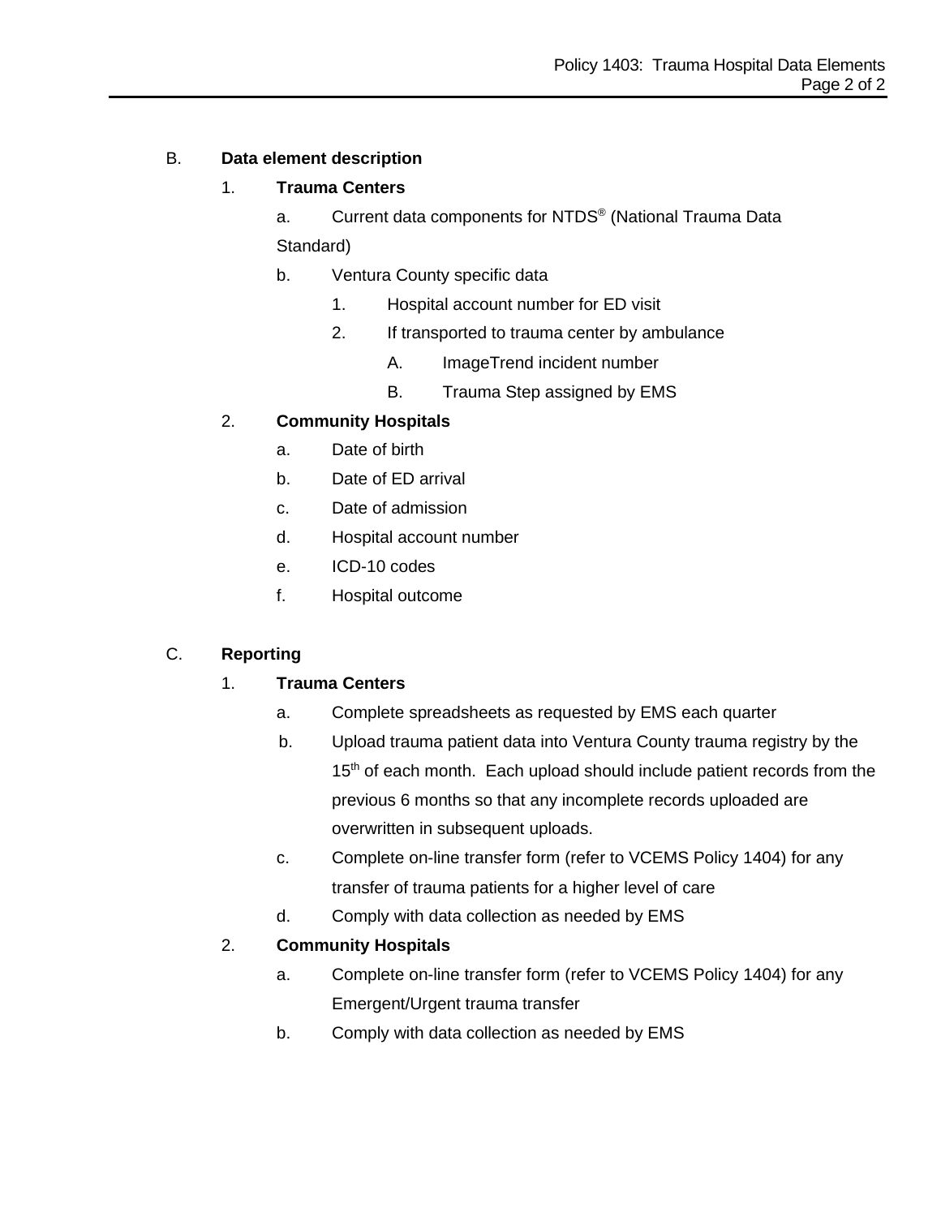B. **Data element description**

1. **Trauma Centers**
   a. Current data components for NTDS® (National Trauma Data Standard)
   b. Ventura County specific data
      1. Hospital account number for ED visit
      2. If transported to trauma center by ambulance
         A. ImageTrend incident number
         B. Trauma Step assigned by EMS
2. **Community Hospitals**
   a. Date of birth
   b. Date of ED arrival
   c. Date of admission
   d. Hospital account number
   e. ICD-10 codes
   f. Hospital outcome

C. **Reporting**

1. **Trauma Centers**
   a. Complete spreadsheets as requested by EMS each quarter
   b. Upload trauma patient data into Ventura County trauma registry by the 15th of each month. Each upload should include patient records from the previous 6 months so that any incomplete records uploaded are overwritten in subsequent uploads.
   c. Complete on-line transfer form (refer to VCEMS Policy 1404) for any transfer of trauma patients for a higher level of care
   d. Comply with data collection as needed by EMS
2. **Community Hospitals**
   a. Complete on-line transfer form (refer to VCEMS Policy 1404) for any Emergent/Urgent trauma transfer
   b. Comply with data collection as needed by EMS